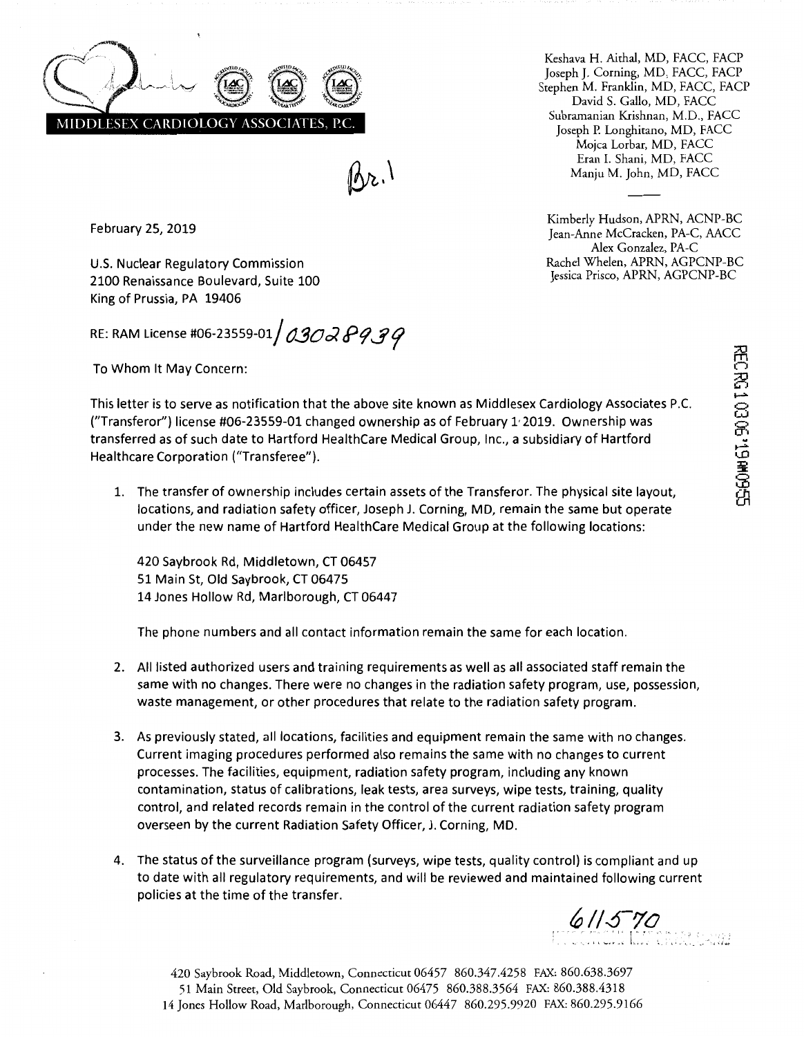MIDDLESEX CARDIOLOGY ASSOCIATES, P.C.

Keshava H. Aithal, MD, FACC, FACP
Joseph J. Corning, MD, FACC, FACP
Stephen M. Franklin, MD, FACC, FACP
David S. Gallo, MD, FACC
Subramanian Krishnan, M.D., FACC
Joseph P. Longhitano, MD, FACC
Mojca Lorbar, MD, FACC
Eran I. Shani, MD, FACC
Manju M. John, MD, FACC

Kimberly Hudson, APRN, ACNP-BC
Jean-Anne McCracken, PA-C, AACC
Alex Gonzalez, PA-C
Rachel Whelen, APRN, AGPCNP-BC
Jessica Prisco, APRN, AGPCNP-BC

Br. 1

RECEIVED 03/06/19 AM 09:55

February 25, 2019

U.S. Nuclear Regulatory Commission
2100 Renaissance Boulevard, Suite 100
King of Prussia, PA 19406

RE: RAM License #06-23559-01/ 03028939

To Whom It May Concern:

This letter is to serve as notification that the above site known as Middlesex Cardiology Associates P.C. ("Transferor") license #06-23559-01 changed ownership as of February 1 2019. Ownership was transferred as of such date to Hartford HealthCare Medical Group, Inc., a subsidiary of Hartford Healthcare Corporation ("Transferee").

1. The transfer of ownership includes certain assets of the Transferor. The physical site layout, locations, and radiation safety officer, Joseph J. Corning, MD, remain the same but operate under the new name of Hartford HealthCare Medical Group at the following locations:

   420 Saybrook Rd, Middletown, CT 06457
   51 Main St, Old Saybrook, CT 06475
   14 Jones Hollow Rd, Marlborough, CT 06447

   The phone numbers and all contact information remain the same for each location.

2. All listed authorized users and training requirements as well as all associated staff remain the same with no changes. There were no changes in the radiation safety program, use, possession, waste management, or other procedures that relate to the radiation safety program.

3. As previously stated, all locations, facilities and equipment remain the same with no changes. Current imaging procedures performed also remains the same with no changes to current processes. The facilities, equipment, radiation safety program, including any known contamination, status of calibrations, leak tests, area surveys, wipe tests, training, quality control, and related records remain in the control of the current radiation safety program overseen by the current Radiation Safety Officer, J. Corning, MD.

4. The status of the surveillance program (surveys, wipe tests, quality control) is compliant and up to date with all regulatory requirements, and will be reviewed and maintained following current policies at the time of the transfer.

611570

420 Saybrook Road, Middletown, Connecticut 06457 860.347.4258 FAX: 860.638.3697
51 Main Street, Old Saybrook, Connecticut 06475 860.388.3564 FAX: 860.388.4318
14 Jones Hollow Road, Marlborough, Connecticut 06447 860.295.9920 FAX: 860.295.9166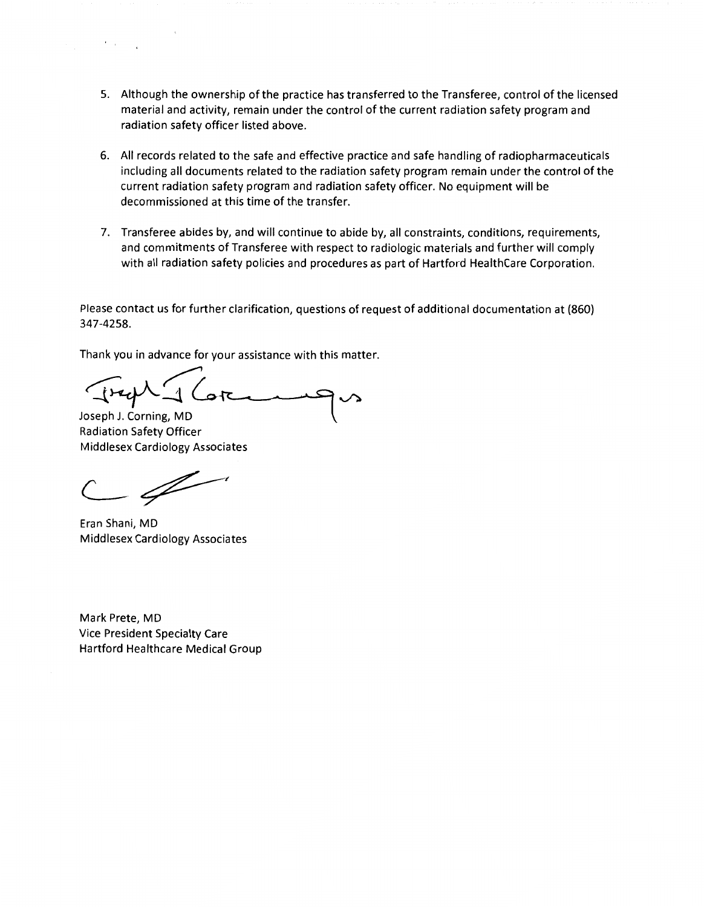5. Although the ownership of the practice has transferred to the Transferee, control of the licensed material and activity, remain under the control of the current radiation safety program and radiation safety officer listed above.

6. All records related to the safe and effective practice and safe handling of radiopharmaceuticals including all documents related to the radiation safety program remain under the control of the current radiation safety program and radiation safety officer. No equipment will be decommissioned at this time of the transfer.

7. Transferee abides by, and will continue to abide by, all constraints, conditions, requirements, and commitments of Transferee with respect to radiologic materials and further will comply with all radiation safety policies and procedures as part of Hartford HealthCare Corporation.

Please contact us for further clarification, questions of request of additional documentation at (860) 347-4258.

Thank you in advance for your assistance with this matter.

Joseph J. Corning, MD
Radiation Safety Officer
Middlesex Cardiology Associates

Eran Shani, MD
Middlesex Cardiology Associates

Mark Prete, MD
Vice President Specialty Care
Hartford Healthcare Medical Group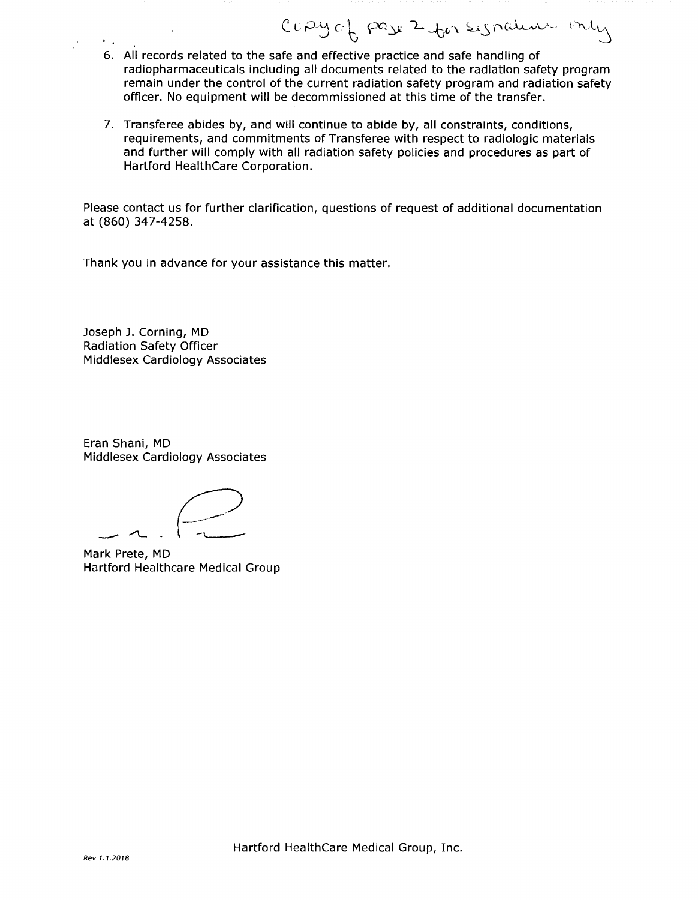Copy of page 2 for signature only

6. All records related to the safe and effective practice and safe handling of radiopharmaceuticals including all documents related to the radiation safety program remain under the control of the current radiation safety program and radiation safety officer. No equipment will be decommissioned at this time of the transfer.

7. Transferee abides by, and will continue to abide by, all constraints, conditions, requirements, and commitments of Transferee with respect to radiologic materials and further will comply with all radiation safety policies and procedures as part of Hartford HealthCare Corporation.

Please contact us for further clarification, questions of request of additional documentation at (860) 347-4258.

Thank you in advance for your assistance this matter.

Joseph J. Corning, MD
Radiation Safety Officer
Middlesex Cardiology Associates

Eran Shani, MD
Middlesex Cardiology Associates

Mark Prete, MD
Hartford Healthcare Medical Group

Hartford HealthCare Medical Group, Inc.

*Rev 1.1.2018*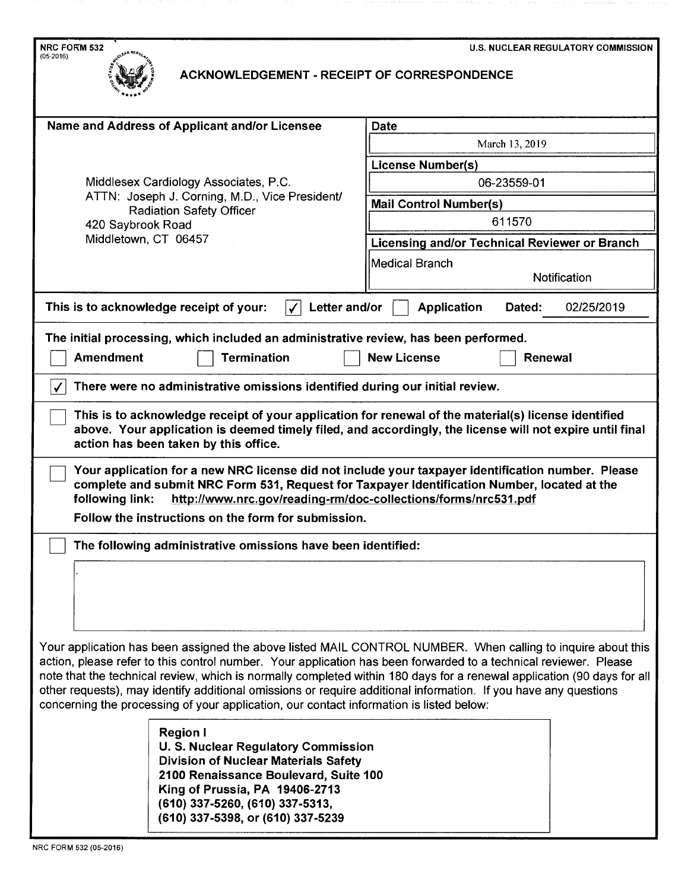NRC FORM 532
(05-2016)

U.S. NUCLEAR REGULATORY COMMISSION

# ACKNOWLEDGEMENT - RECEIPT OF CORRESPONDENCE

| Name and Address of Applicant and/or Licensee | |
|---|---|
| Middlesex Cardiology Associates, P.C.<br>ATTN: Joseph J. Corning, M.D., Vice President/ Radiation Safety Officer<br>420 Saybrook Road<br>Middletown, CT 06457 | **Date**<br>March 13, 2019<br>**License Number(s)**<br>06-23559-01<br>**Mail Control Number(s)**<br>611570<br>**Licensing and/or Technical Reviewer or Branch**<br>Medical Branch<br>Notification |

**This is to acknowledge receipt of your:** ☑ **Letter and/or** ☐ **Application** **Dated:** 02/25/2019

**The initial processing, which included an administrative review, has been performed.**

☐ **Amendment** ☐ **Termination** ☐ **New License** ☐ **Renewal**

☑ **There were no administrative omissions identified during our initial review.**

☐ **This is to acknowledge receipt of your application for renewal of the material(s) license identified above. Your application is deemed timely filed, and accordingly, the license will not expire until final action has been taken by this office.**

☐ **Your application for a new NRC license did not include your taxpayer identification number. Please complete and submit NRC Form 531, Request for Taxpayer Identification Number, located at the following link: http://www.nrc.gov/reading-rm/doc-collections/forms/nrc531.pdf**

**Follow the instructions on the form for submission.**

☐ **The following administrative omissions have been identified:**

Your application has been assigned the above listed MAIL CONTROL NUMBER. When calling to inquire about this action, please refer to this control number. Your application has been forwarded to a technical reviewer. Please note that the technical review, which is normally completed within 180 days for a renewal application (90 days for all other requests), may identify additional omissions or require additional information. If you have any questions concerning the processing of your application, our contact information is listed below:

**Region I**
**U. S. Nuclear Regulatory Commission**
**Division of Nuclear Materials Safety**
**2100 Renaissance Boulevard, Suite 100**
**King of Prussia, PA 19406-2713**
**(610) 337-5260, (610) 337-5313,**
**(610) 337-5398, or (610) 337-5239**

NRC FORM 532 (05-2016)